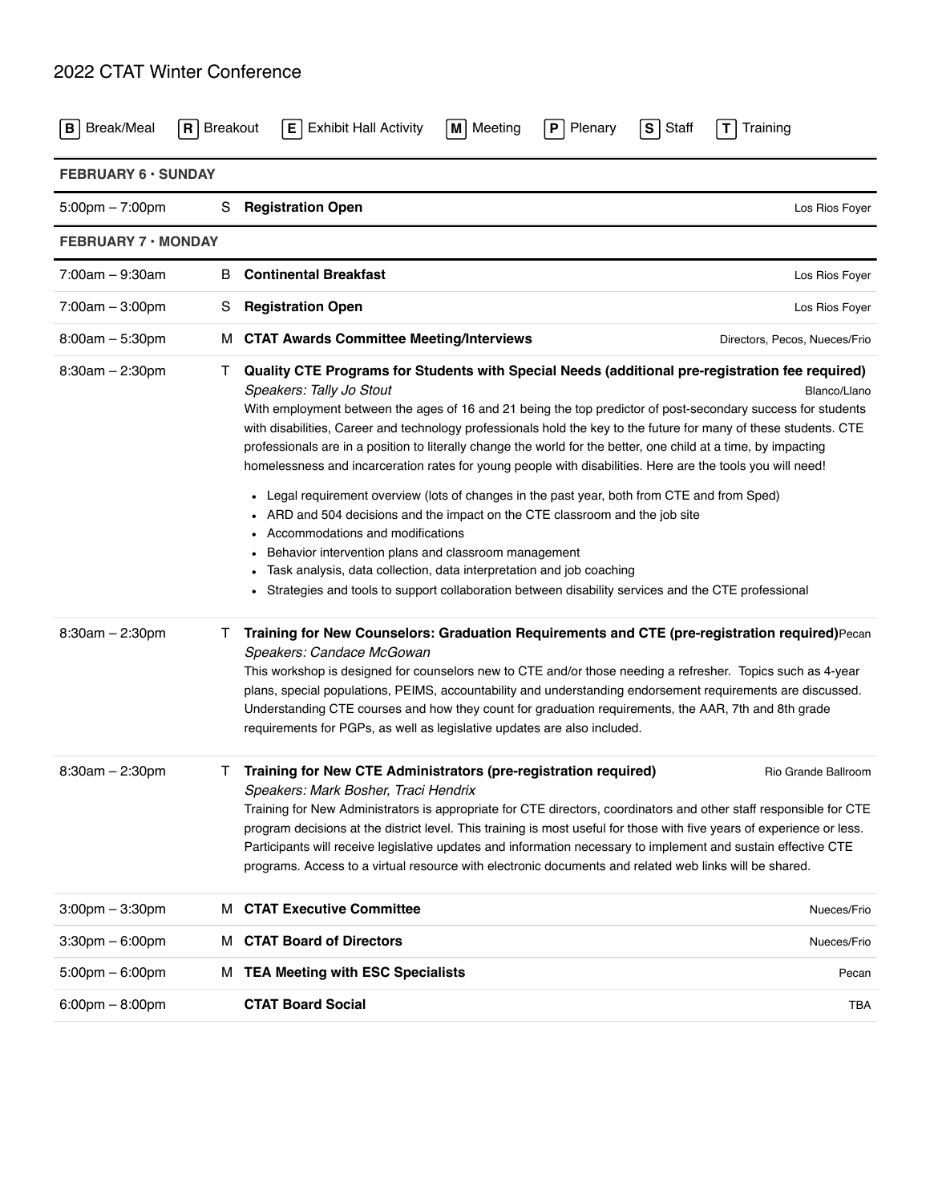# 2022 CTAT Winter Conference

**B** Break/Meal **R** Breakout **E** Exhibit Hall Activity **M** Meeting **P** Plenary **S** Staff **T** Training

## FEBRUARY 6 • SUNDAY

| Time | Type | Session | Location |
|---|---|---|---|
| 5:00pm – 7:00pm | S | **Registration Open** | Los Rios Foyer |

## FEBRUARY 7 • MONDAY

| Time | Type | Session | Location |
|---|---|---|---|
| 7:00am – 9:30am | B | **Continental Breakfast** | Los Rios Foyer |
| 7:00am – 3:00pm | S | **Registration Open** | Los Rios Foyer |
| 8:00am – 5:30pm | M | **CTAT Awards Committee Meeting/Interviews** | Directors, Pecos, Nueces/Frio |

**8:30am – 2:30pm** T **Quality CTE Programs for Students with Special Needs (additional pre-registration fee required)** — Blanco/Llano

*Speakers: Tally Jo Stout*

With employment between the ages of 16 and 21 being the top predictor of post-secondary success for students with disabilities, Career and technology professionals hold the key to the future for many of these students. CTE professionals are in a position to literally change the world for the better, one child at a time, by impacting homelessness and incarceration rates for young people with disabilities. Here are the tools you will need!

- Legal requirement overview (lots of changes in the past year, both from CTE and from Sped)
- ARD and 504 decisions and the impact on the CTE classroom and the job site
- Accommodations and modifications
- Behavior intervention plans and classroom management
- Task analysis, data collection, data interpretation and job coaching
- Strategies and tools to support collaboration between disability services and the CTE professional

**8:30am – 2:30pm** T **Training for New Counselors: Graduation Requirements and CTE (pre-registration required)** — Pecan

*Speakers: Candace McGowan*

This workshop is designed for counselors new to CTE and/or those needing a refresher. Topics such as 4-year plans, special populations, PEIMS, accountability and understanding endorsement requirements are discussed. Understanding CTE courses and how they count for graduation requirements, the AAR, 7th and 8th grade requirements for PGPs, as well as legislative updates are also included.

**8:30am – 2:30pm** T **Training for New CTE Administrators (pre-registration required)** — Rio Grande Ballroom

*Speakers: Mark Bosher, Traci Hendrix*

Training for New Administrators is appropriate for CTE directors, coordinators and other staff responsible for CTE program decisions at the district level. This training is most useful for those with five years of experience or less. Participants will receive legislative updates and information necessary to implement and sustain effective CTE programs. Access to a virtual resource with electronic documents and related web links will be shared.

| Time | Type | Session | Location |
|---|---|---|---|
| 3:00pm – 3:30pm | M | **CTAT Executive Committee** | Nueces/Frio |
| 3:30pm – 6:00pm | M | **CTAT Board of Directors** | Nueces/Frio |
| 5:00pm – 6:00pm | M | **TEA Meeting with ESC Specialists** | Pecan |
| 6:00pm – 8:00pm | | **CTAT Board Social** | TBA |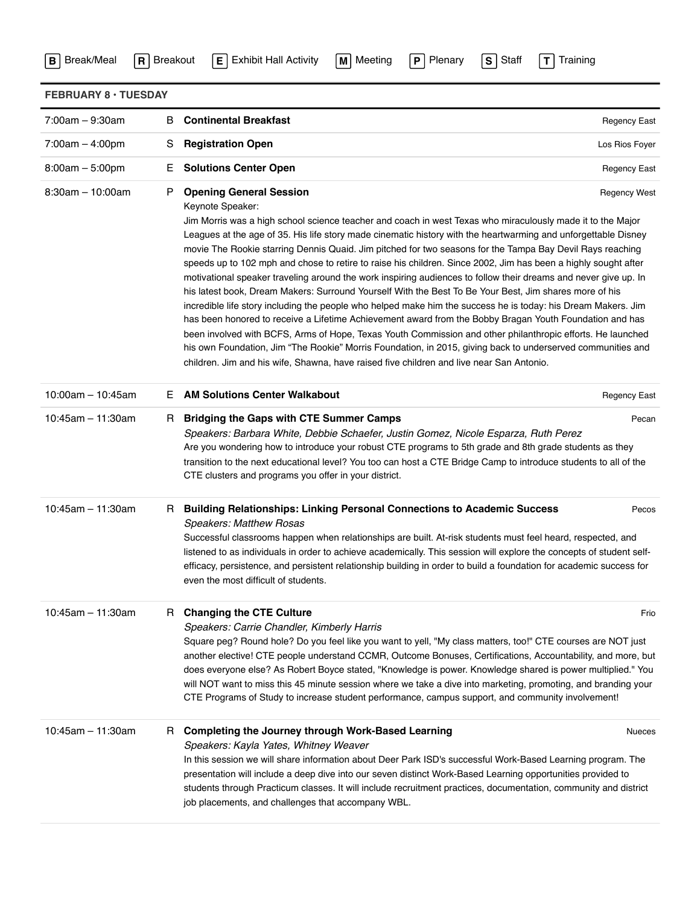**B** Break/Meal **R** Breakout **E** Exhibit Hall Activity **M** Meeting **P** Plenary **S** Staff **T** Training

## FEBRUARY 8 • TUESDAY

7:00am – 9:30am | B | **Continental Breakfast** | Regency East

7:00am – 4:00pm | S | **Registration Open** | Los Rios Foyer

8:00am – 5:00pm | E | **Solutions Center Open** | Regency East

8:30am – 10:00am | P | **Opening General Session** | Regency West

Keynote Speaker:

Jim Morris was a high school science teacher and coach in west Texas who miraculously made it to the Major Leagues at the age of 35. His life story made cinematic history with the heartwarming and unforgettable Disney movie The Rookie starring Dennis Quaid. Jim pitched for two seasons for the Tampa Bay Devil Rays reaching speeds up to 102 mph and chose to retire to raise his children. Since 2002, Jim has been a highly sought after motivational speaker traveling around the work inspiring audiences to follow their dreams and never give up. In his latest book, Dream Makers: Surround Yourself With the Best To Be Your Best, Jim shares more of his incredible life story including the people who helped make him the success he is today: his Dream Makers. Jim has been honored to receive a Lifetime Achievement award from the Bobby Bragan Youth Foundation and has been involved with BCFS, Arms of Hope, Texas Youth Commission and other philanthropic efforts. He launched his own Foundation, Jim "The Rookie" Morris Foundation, in 2015, giving back to underserved communities and children. Jim and his wife, Shawna, have raised five children and live near San Antonio.

10:00am – 10:45am | E | **AM Solutions Center Walkabout** | Regency East

10:45am – 11:30am | R | **Bridging the Gaps with CTE Summer Camps** | Pecan

*Speakers: Barbara White, Debbie Schaefer, Justin Gomez, Nicole Esparza, Ruth Perez*

Are you wondering how to introduce your robust CTE programs to 5th grade and 8th grade students as they transition to the next educational level? You too can host a CTE Bridge Camp to introduce students to all of the CTE clusters and programs you offer in your district.

10:45am – 11:30am | R | **Building Relationships: Linking Personal Connections to Academic Success** | Pecos

*Speakers: Matthew Rosas*

Successful classrooms happen when relationships are built. At-risk students must feel heard, respected, and listened to as individuals in order to achieve academically. This session will explore the concepts of student self-efficacy, persistence, and persistent relationship building in order to build a foundation for academic success for even the most difficult of students.

10:45am – 11:30am | R | **Changing the CTE Culture** | Frio

*Speakers: Carrie Chandler, Kimberly Harris*

Square peg? Round hole? Do you feel like you want to yell, "My class matters, too!" CTE courses are NOT just another elective! CTE people understand CCMR, Outcome Bonuses, Certifications, Accountability, and more, but does everyone else? As Robert Boyce stated, "Knowledge is power. Knowledge shared is power multiplied." You will NOT want to miss this 45 minute session where we take a dive into marketing, promoting, and branding your CTE Programs of Study to increase student performance, campus support, and community involvement!

10:45am – 11:30am | R | **Completing the Journey through Work-Based Learning** | Nueces

*Speakers: Kayla Yates, Whitney Weaver*

In this session we will share information about Deer Park ISD's successful Work-Based Learning program. The presentation will include a deep dive into our seven distinct Work-Based Learning opportunities provided to students through Practicum classes. It will include recruitment practices, documentation, community and district job placements, and challenges that accompany WBL.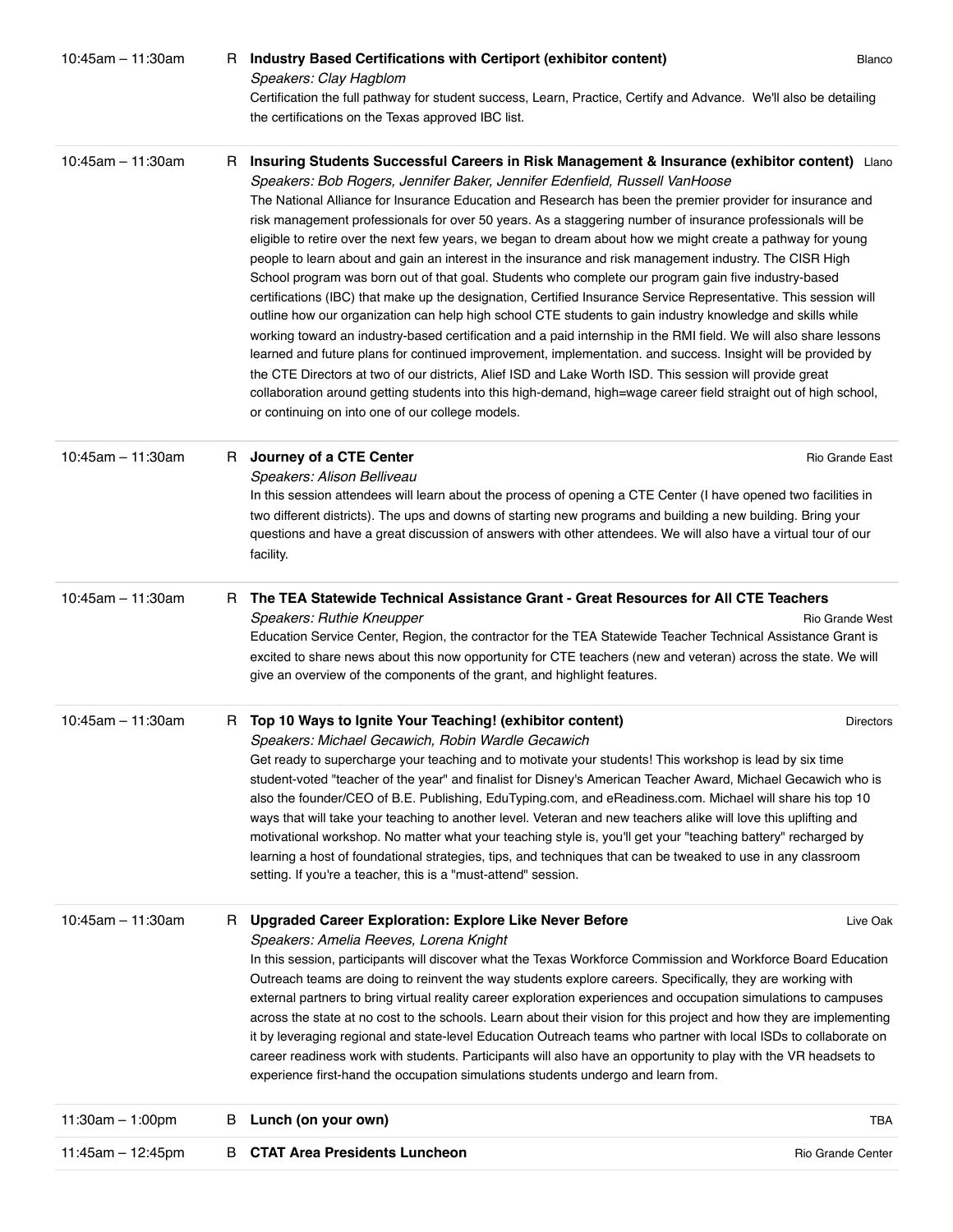**10:45am – 11:30am** | R | **Industry Based Certifications with Certiport (exhibitor content)** | Blanco

*Speakers: Clay Hagblom*

Certification the full pathway for student success, Learn, Practice, Certify and Advance. We'll also be detailing the certifications on the Texas approved IBC list.

---

**10:45am – 11:30am** | R | **Insuring Students Successful Careers in Risk Management & Insurance (exhibitor content)** | Llano

*Speakers: Bob Rogers, Jennifer Baker, Jennifer Edenfield, Russell VanHoose*

The National Alliance for Insurance Education and Research has been the premier provider for insurance and risk management professionals for over 50 years. As a staggering number of insurance professionals will be eligible to retire over the next few years, we began to dream about how we might create a pathway for young people to learn about and gain an interest in the insurance and risk management industry. The CISR High School program was born out of that goal. Students who complete our program gain five industry-based certifications (IBC) that make up the designation, Certified Insurance Service Representative. This session will outline how our organization can help high school CTE students to gain industry knowledge and skills while working toward an industry-based certification and a paid internship in the RMI field. We will also share lessons learned and future plans for continued improvement, implementation. and success. Insight will be provided by the CTE Directors at two of our districts, Alief ISD and Lake Worth ISD. This session will provide great collaboration around getting students into this high-demand, high=wage career field straight out of high school, or continuing on into one of our college models.

---

**10:45am – 11:30am** | R | **Journey of a CTE Center** | Rio Grande East

*Speakers: Alison Belliveau*

In this session attendees will learn about the process of opening a CTE Center (I have opened two facilities in two different districts). The ups and downs of starting new programs and building a new building. Bring your questions and have a great discussion of answers with other attendees. We will also have a virtual tour of our facility.

---

**10:45am – 11:30am** | R | **The TEA Statewide Technical Assistance Grant - Great Resources for All CTE Teachers** | Rio Grande West

*Speakers: Ruthie Kneupper*

Education Service Center, Region, the contractor for the TEA Statewide Teacher Technical Assistance Grant is excited to share news about this now opportunity for CTE teachers (new and veteran) across the state. We will give an overview of the components of the grant, and highlight features.

---

**10:45am – 11:30am** | R | **Top 10 Ways to Ignite Your Teaching! (exhibitor content)** | Directors

*Speakers: Michael Gecawich, Robin Wardle Gecawich*

Get ready to supercharge your teaching and to motivate your students! This workshop is lead by six time student-voted "teacher of the year" and finalist for Disney's American Teacher Award, Michael Gecawich who is also the founder/CEO of B.E. Publishing, EduTyping.com, and eReadiness.com. Michael will share his top 10 ways that will take your teaching to another level. Veteran and new teachers alike will love this uplifting and motivational workshop. No matter what your teaching style is, you'll get your "teaching battery" recharged by learning a host of foundational strategies, tips, and techniques that can be tweaked to use in any classroom setting. If you're a teacher, this is a "must-attend" session.

---

**10:45am – 11:30am** | R | **Upgraded Career Exploration: Explore Like Never Before** | Live Oak

*Speakers: Amelia Reeves, Lorena Knight*

In this session, participants will discover what the Texas Workforce Commission and Workforce Board Education Outreach teams are doing to reinvent the way students explore careers. Specifically, they are working with external partners to bring virtual reality career exploration experiences and occupation simulations to campuses across the state at no cost to the schools. Learn about their vision for this project and how they are implementing it by leveraging regional and state-level Education Outreach teams who partner with local ISDs to collaborate on career readiness work with students. Participants will also have an opportunity to play with the VR headsets to experience first-hand the occupation simulations students undergo and learn from.

---

**11:30am – 1:00pm** | B | **Lunch (on your own)** | TBA

---

**11:45am – 12:45pm** | B | **CTAT Area Presidents Luncheon** | Rio Grande Center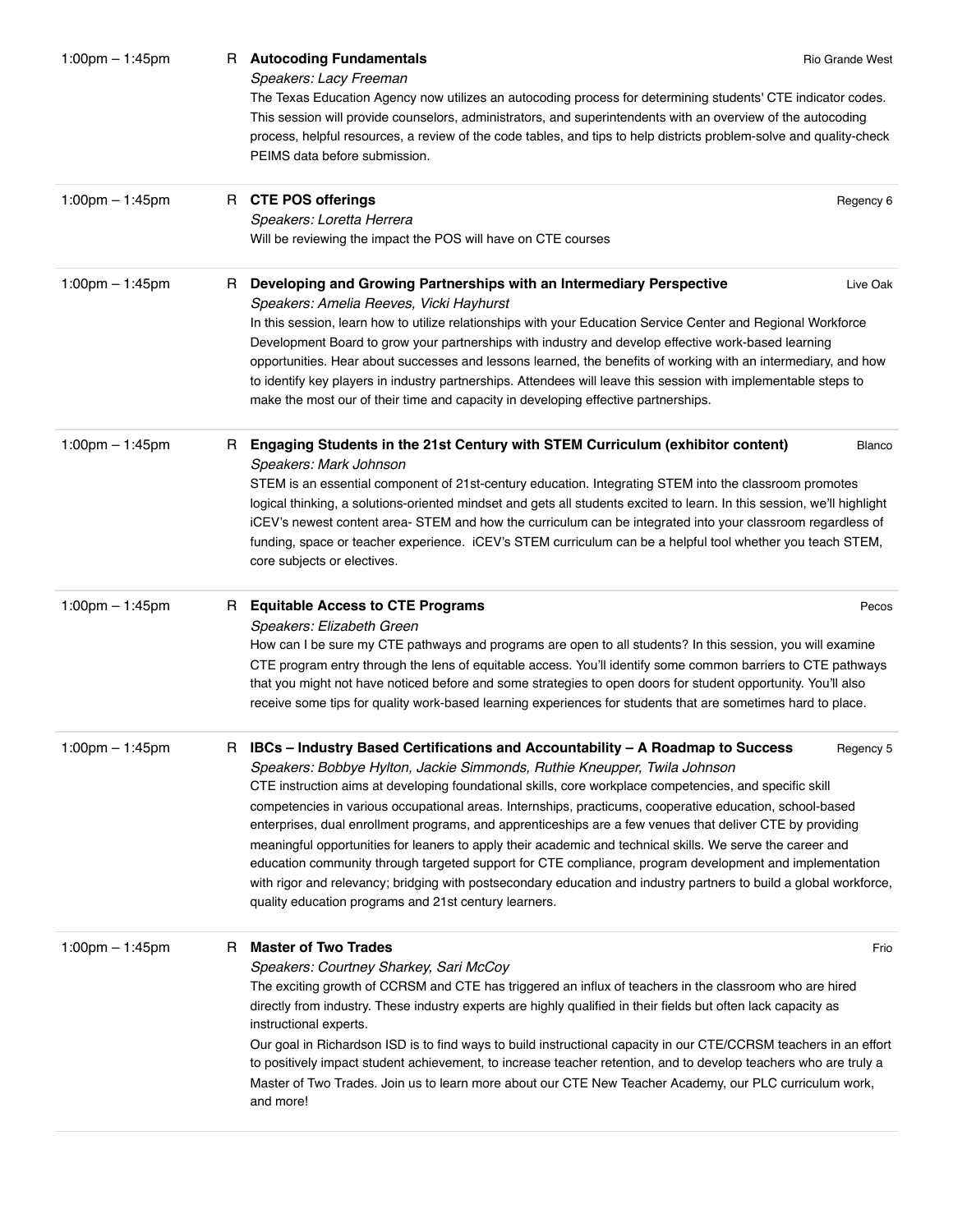1:00pm – 1:45pm R **Autocoding Fundamentals** Rio Grande West

*Speakers: Lacy Freeman*

The Texas Education Agency now utilizes an autocoding process for determining students' CTE indicator codes. This session will provide counselors, administrators, and superintendents with an overview of the autocoding process, helpful resources, a review of the code tables, and tips to help districts problem-solve and quality-check PEIMS data before submission.

---

1:00pm – 1:45pm R **CTE POS offerings** Regency 6

*Speakers: Loretta Herrera*

Will be reviewing the impact the POS will have on CTE courses

---

1:00pm – 1:45pm R **Developing and Growing Partnerships with an Intermediary Perspective** Live Oak

*Speakers: Amelia Reeves, Vicki Hayhurst*

In this session, learn how to utilize relationships with your Education Service Center and Regional Workforce Development Board to grow your partnerships with industry and develop effective work-based learning opportunities. Hear about successes and lessons learned, the benefits of working with an intermediary, and how to identify key players in industry partnerships. Attendees will leave this session with implementable steps to make the most our of their time and capacity in developing effective partnerships.

---

1:00pm – 1:45pm R **Engaging Students in the 21st Century with STEM Curriculum (exhibitor content)** Blanco

*Speakers: Mark Johnson*

STEM is an essential component of 21st-century education. Integrating STEM into the classroom promotes logical thinking, a solutions-oriented mindset and gets all students excited to learn. In this session, we'll highlight iCEV's newest content area- STEM and how the curriculum can be integrated into your classroom regardless of funding, space or teacher experience. iCEV's STEM curriculum can be a helpful tool whether you teach STEM, core subjects or electives.

---

1:00pm – 1:45pm R **Equitable Access to CTE Programs** Pecos

*Speakers: Elizabeth Green*

How can I be sure my CTE pathways and programs are open to all students? In this session, you will examine CTE program entry through the lens of equitable access. You'll identify some common barriers to CTE pathways that you might not have noticed before and some strategies to open doors for student opportunity. You'll also receive some tips for quality work-based learning experiences for students that are sometimes hard to place.

---

1:00pm – 1:45pm R **IBCs – Industry Based Certifications and Accountability – A Roadmap to Success** Regency 5

*Speakers: Bobbye Hylton, Jackie Simmonds, Ruthie Kneupper, Twila Johnson*

CTE instruction aims at developing foundational skills, core workplace competencies, and specific skill competencies in various occupational areas. Internships, practicums, cooperative education, school-based enterprises, dual enrollment programs, and apprenticeships are a few venues that deliver CTE by providing meaningful opportunities for leaners to apply their academic and technical skills. We serve the career and education community through targeted support for CTE compliance, program development and implementation with rigor and relevancy; bridging with postsecondary education and industry partners to build a global workforce, quality education programs and 21st century learners.

---

1:00pm – 1:45pm R **Master of Two Trades** Frio

*Speakers: Courtney Sharkey, Sari McCoy*

The exciting growth of CCRSM and CTE has triggered an influx of teachers in the classroom who are hired directly from industry. These industry experts are highly qualified in their fields but often lack capacity as instructional experts.

Our goal in Richardson ISD is to find ways to build instructional capacity in our CTE/CCRSM teachers in an effort to positively impact student achievement, to increase teacher retention, and to develop teachers who are truly a Master of Two Trades. Join us to learn more about our CTE New Teacher Academy, our PLC curriculum work, and more!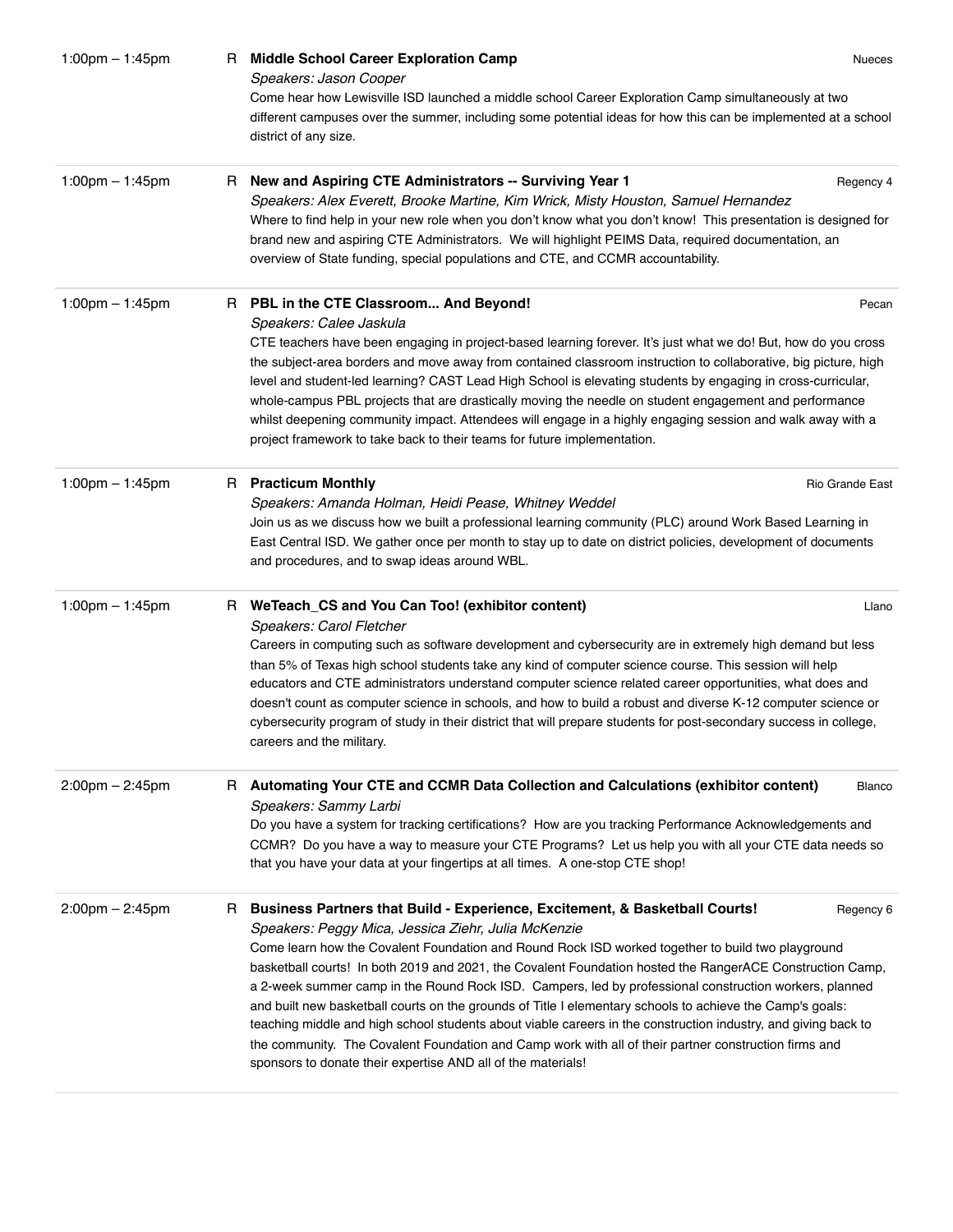1:00pm – 1:45pm R **Middle School Career Exploration Camp** Nueces

*Speakers: Jason Cooper*

Come hear how Lewisville ISD launched a middle school Career Exploration Camp simultaneously at two different campuses over the summer, including some potential ideas for how this can be implemented at a school district of any size.

---

1:00pm – 1:45pm R **New and Aspiring CTE Administrators -- Surviving Year 1** Regency 4

*Speakers: Alex Everett, Brooke Martine, Kim Wrick, Misty Houston, Samuel Hernandez*

Where to find help in your new role when you don't know what you don't know! This presentation is designed for brand new and aspiring CTE Administrators. We will highlight PEIMS Data, required documentation, an overview of State funding, special populations and CTE, and CCMR accountability.

---

1:00pm – 1:45pm R **PBL in the CTE Classroom... And Beyond!** Pecan

*Speakers: Calee Jaskula*

CTE teachers have been engaging in project-based learning forever. It's just what we do! But, how do you cross the subject-area borders and move away from contained classroom instruction to collaborative, big picture, high level and student-led learning? CAST Lead High School is elevating students by engaging in cross-curricular, whole-campus PBL projects that are drastically moving the needle on student engagement and performance whilst deepening community impact. Attendees will engage in a highly engaging session and walk away with a project framework to take back to their teams for future implementation.

---

1:00pm – 1:45pm R **Practicum Monthly** Rio Grande East

*Speakers: Amanda Holman, Heidi Pease, Whitney Weddel*

Join us as we discuss how we built a professional learning community (PLC) around Work Based Learning in East Central ISD. We gather once per month to stay up to date on district policies, development of documents and procedures, and to swap ideas around WBL.

---

1:00pm – 1:45pm R **WeTeach_CS and You Can Too! (exhibitor content)** Llano

*Speakers: Carol Fletcher*

Careers in computing such as software development and cybersecurity are in extremely high demand but less than 5% of Texas high school students take any kind of computer science course. This session will help educators and CTE administrators understand computer science related career opportunities, what does and doesn't count as computer science in schools, and how to build a robust and diverse K-12 computer science or cybersecurity program of study in their district that will prepare students for post-secondary success in college, careers and the military.

---

2:00pm – 2:45pm R **Automating Your CTE and CCMR Data Collection and Calculations (exhibitor content)** Blanco

*Speakers: Sammy Larbi*

Do you have a system for tracking certifications? How are you tracking Performance Acknowledgements and CCMR? Do you have a way to measure your CTE Programs? Let us help you with all your CTE data needs so that you have your data at your fingertips at all times. A one-stop CTE shop!

---

2:00pm – 2:45pm R **Business Partners that Build - Experience, Excitement, & Basketball Courts!** Regency 6

*Speakers: Peggy Mica, Jessica Ziehr, Julia McKenzie*

Come learn how the Covalent Foundation and Round Rock ISD worked together to build two playground basketball courts! In both 2019 and 2021, the Covalent Foundation hosted the RangerACE Construction Camp, a 2-week summer camp in the Round Rock ISD. Campers, led by professional construction workers, planned and built new basketball courts on the grounds of Title I elementary schools to achieve the Camp's goals: teaching middle and high school students about viable careers in the construction industry, and giving back to the community. The Covalent Foundation and Camp work with all of their partner construction firms and sponsors to donate their expertise AND all of the materials!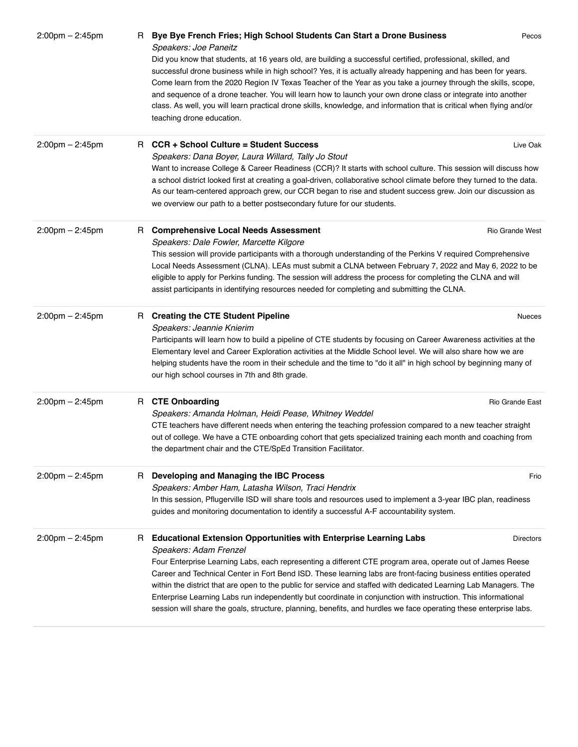2:00pm – 2:45pm R **Bye Bye French Fries; High School Students Can Start a Drone Business** Pecos

*Speakers: Joe Paneitz*

Did you know that students, at 16 years old, are building a successful certified, professional, skilled, and successful drone business while in high school? Yes, it is actually already happening and has been for years. Come learn from the 2020 Region IV Texas Teacher of the Year as you take a journey through the skills, scope, and sequence of a drone teacher. You will learn how to launch your own drone class or integrate into another class. As well, you will learn practical drone skills, knowledge, and information that is critical when flying and/or teaching drone education.

---

2:00pm – 2:45pm R **CCR + School Culture = Student Success** Live Oak

*Speakers: Dana Boyer, Laura Willard, Tally Jo Stout*

Want to increase College & Career Readiness (CCR)? It starts with school culture. This session will discuss how a school district looked first at creating a goal-driven, collaborative school climate before they turned to the data. As our team-centered approach grew, our CCR began to rise and student success grew. Join our discussion as we overview our path to a better postsecondary future for our students.

---

2:00pm – 2:45pm R **Comprehensive Local Needs Assessment** Rio Grande West

*Speakers: Dale Fowler, Marcette Kilgore*

This session will provide participants with a thorough understanding of the Perkins V required Comprehensive Local Needs Assessment (CLNA). LEAs must submit a CLNA between February 7, 2022 and May 6, 2022 to be eligible to apply for Perkins funding. The session will address the process for completing the CLNA and will assist participants in identifying resources needed for completing and submitting the CLNA.

---

2:00pm – 2:45pm R **Creating the CTE Student Pipeline** Nueces

*Speakers: Jeannie Knierim*

Participants will learn how to build a pipeline of CTE students by focusing on Career Awareness activities at the Elementary level and Career Exploration activities at the Middle School level. We will also share how we are helping students have the room in their schedule and the time to "do it all" in high school by beginning many of our high school courses in 7th and 8th grade.

---

2:00pm – 2:45pm R **CTE Onboarding** Rio Grande East

*Speakers: Amanda Holman, Heidi Pease, Whitney Weddel*

CTE teachers have different needs when entering the teaching profession compared to a new teacher straight out of college. We have a CTE onboarding cohort that gets specialized training each month and coaching from the department chair and the CTE/SpEd Transition Facilitator.

---

2:00pm – 2:45pm R **Developing and Managing the IBC Process** Frio

*Speakers: Amber Ham, Latasha Wilson, Traci Hendrix*

In this session, Pflugerville ISD will share tools and resources used to implement a 3-year IBC plan, readiness guides and monitoring documentation to identify a successful A-F accountability system.

---

2:00pm – 2:45pm R **Educational Extension Opportunities with Enterprise Learning Labs** Directors

*Speakers: Adam Frenzel*

Four Enterprise Learning Labs, each representing a different CTE program area, operate out of James Reese Career and Technical Center in Fort Bend ISD. These learning labs are front-facing business entities operated within the district that are open to the public for service and staffed with dedicated Learning Lab Managers. The Enterprise Learning Labs run independently but coordinate in conjunction with instruction. This informational session will share the goals, structure, planning, benefits, and hurdles we face operating these enterprise labs.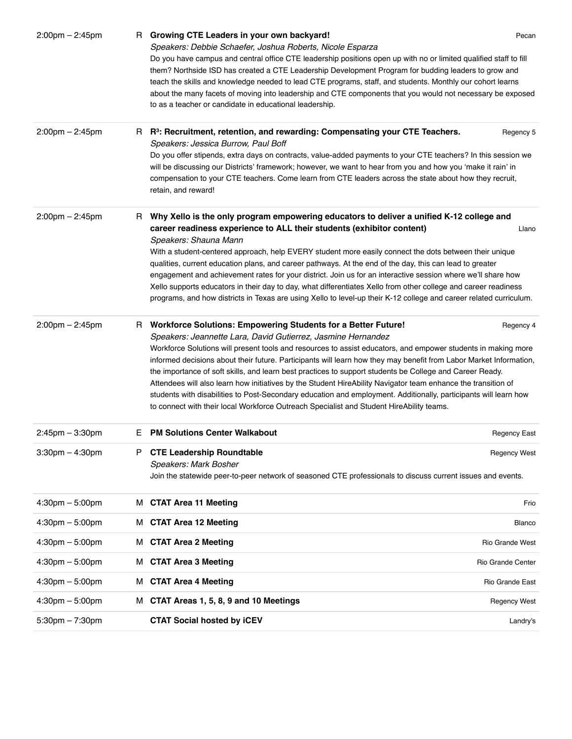| Time | Type | Session | Location |
|---|---|---|---|
| 2:00pm – 2:45pm | R | **Growing CTE Leaders in your own backyard!**<br>*Speakers: Debbie Schaefer, Joshua Roberts, Nicole Esparza*<br>Do you have campus and central office CTE leadership positions open up with no or limited qualified staff to fill them? Northside ISD has created a CTE Leadership Development Program for budding leaders to grow and teach the skills and knowledge needed to lead CTE programs, staff, and students. Monthly our cohort learns about the many facets of moving into leadership and CTE components that you would not necessary be exposed to as a teacher or candidate in educational leadership. | Pecan |
| 2:00pm – 2:45pm | R | **R³: Recruitment, retention, and rewarding: Compensating your CTE Teachers.**<br>*Speakers: Jessica Burrow, Paul Boff*<br>Do you offer stipends, extra days on contracts, value-added payments to your CTE teachers? In this session we will be discussing our Districts' framework; however, we want to hear from you and how you 'make it rain' in compensation to your CTE teachers. Come learn from CTE leaders across the state about how they recruit, retain, and reward! | Regency 5 |
| 2:00pm – 2:45pm | R | **Why Xello is the only program empowering educators to deliver a unified K-12 college and career readiness experience to ALL their students (exhibitor content)**<br>*Speakers: Shauna Mann*<br>With a student-centered approach, help EVERY student more easily connect the dots between their unique qualities, current education plans, and career pathways. At the end of the day, this can lead to greater engagement and achievement rates for your district. Join us for an interactive session where we'll share how Xello supports educators in their day to day, what differentiates Xello from other college and career readiness programs, and how districts in Texas are using Xello to level-up their K-12 college and career related curriculum. | Llano |
| 2:00pm – 2:45pm | R | **Workforce Solutions: Empowering Students for a Better Future!**<br>*Speakers: Jeannette Lara, David Gutierrez, Jasmine Hernandez*<br>Workforce Solutions will present tools and resources to assist educators, and empower students in making more informed decisions about their future. Participants will learn how they may benefit from Labor Market Information, the importance of soft skills, and learn best practices to support students be College and Career Ready. Attendees will also learn how initiatives by the Student HireAbility Navigator team enhance the transition of students with disabilities to Post-Secondary education and employment. Additionally, participants will learn how to connect with their local Workforce Outreach Specialist and Student HireAbility teams. | Regency 4 |
| 2:45pm – 3:30pm | E | **PM Solutions Center Walkabout** | Regency East |
| 3:30pm – 4:30pm | P | **CTE Leadership Roundtable**<br>*Speakers: Mark Bosher*<br>Join the statewide peer-to-peer network of seasoned CTE professionals to discuss current issues and events. | Regency West |
| 4:30pm – 5:00pm | M | **CTAT Area 11 Meeting** | Frio |
| 4:30pm – 5:00pm | M | **CTAT Area 12 Meeting** | Blanco |
| 4:30pm – 5:00pm | M | **CTAT Area 2 Meeting** | Rio Grande West |
| 4:30pm – 5:00pm | M | **CTAT Area 3 Meeting** | Rio Grande Center |
| 4:30pm – 5:00pm | M | **CTAT Area 4 Meeting** | Rio Grande East |
| 4:30pm – 5:00pm | M | **CTAT Areas 1, 5, 8, 9 and 10 Meetings** | Regency West |
| 5:30pm – 7:30pm | | **CTAT Social hosted by iCEV** | Landry's |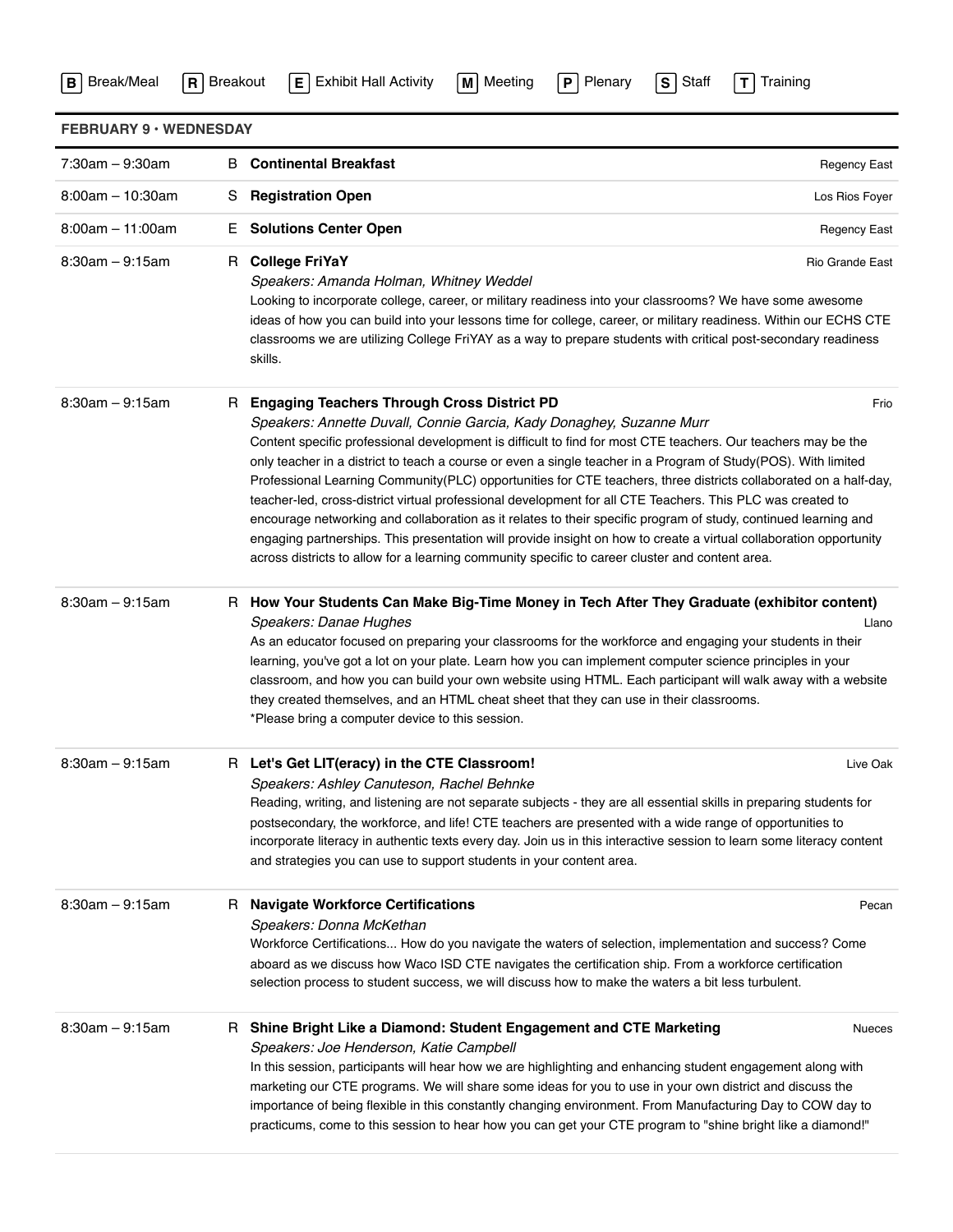**B** Break/Meal **R** Breakout **E** Exhibit Hall Activity **M** Meeting **P** Plenary **S** Staff **T** Training

## FEBRUARY 9 · WEDNESDAY

**7:30am – 9:30am** B **Continental Breakfast** — Regency East

**8:00am – 10:30am** S **Registration Open** — Los Rios Foyer

**8:00am – 11:00am** E **Solutions Center Open** — Regency East

**8:30am – 9:15am** R **College FriYaY** — Rio Grande East

*Speakers: Amanda Holman, Whitney Weddel*

Looking to incorporate college, career, or military readiness into your classrooms? We have some awesome ideas of how you can build into your lessons time for college, career, or military readiness. Within our ECHS CTE classrooms we are utilizing College FriYAY as a way to prepare students with critical post-secondary readiness skills.

**8:30am – 9:15am** R **Engaging Teachers Through Cross District PD** — Frio

*Speakers: Annette Duvall, Connie Garcia, Kady Donaghey, Suzanne Murr*

Content specific professional development is difficult to find for most CTE teachers. Our teachers may be the only teacher in a district to teach a course or even a single teacher in a Program of Study(POS). With limited Professional Learning Community(PLC) opportunities for CTE teachers, three districts collaborated on a half-day, teacher-led, cross-district virtual professional development for all CTE Teachers. This PLC was created to encourage networking and collaboration as it relates to their specific program of study, continued learning and engaging partnerships. This presentation will provide insight on how to create a virtual collaboration opportunity across districts to allow for a learning community specific to career cluster and content area.

**8:30am – 9:15am** R **How Your Students Can Make Big-Time Money in Tech After They Graduate (exhibitor content)** — Llano

*Speakers: Danae Hughes*

As an educator focused on preparing your classrooms for the workforce and engaging your students in their learning, you've got a lot on your plate. Learn how you can implement computer science principles in your classroom, and how you can build your own website using HTML. Each participant will walk away with a website they created themselves, and an HTML cheat sheet that they can use in their classrooms.

*Please bring a computer device to this session.

**8:30am – 9:15am** R **Let's Get LIT(eracy) in the CTE Classroom!** — Live Oak

*Speakers: Ashley Canuteson, Rachel Behnke*

Reading, writing, and listening are not separate subjects - they are all essential skills in preparing students for postsecondary, the workforce, and life! CTE teachers are presented with a wide range of opportunities to incorporate literacy in authentic texts every day. Join us in this interactive session to learn some literacy content and strategies you can use to support students in your content area.

**8:30am – 9:15am** R **Navigate Workforce Certifications** — Pecan

*Speakers: Donna McKethan*

Workforce Certifications... How do you navigate the waters of selection, implementation and success? Come aboard as we discuss how Waco ISD CTE navigates the certification ship. From a workforce certification selection process to student success, we will discuss how to make the waters a bit less turbulent.

**8:30am – 9:15am** R **Shine Bright Like a Diamond: Student Engagement and CTE Marketing** — Nueces

*Speakers: Joe Henderson, Katie Campbell*

In this session, participants will hear how we are highlighting and enhancing student engagement along with marketing our CTE programs. We will share some ideas for you to use in your own district and discuss the importance of being flexible in this constantly changing environment. From Manufacturing Day to COW day to practicums, come to this session to hear how you can get your CTE program to "shine bright like a diamond!"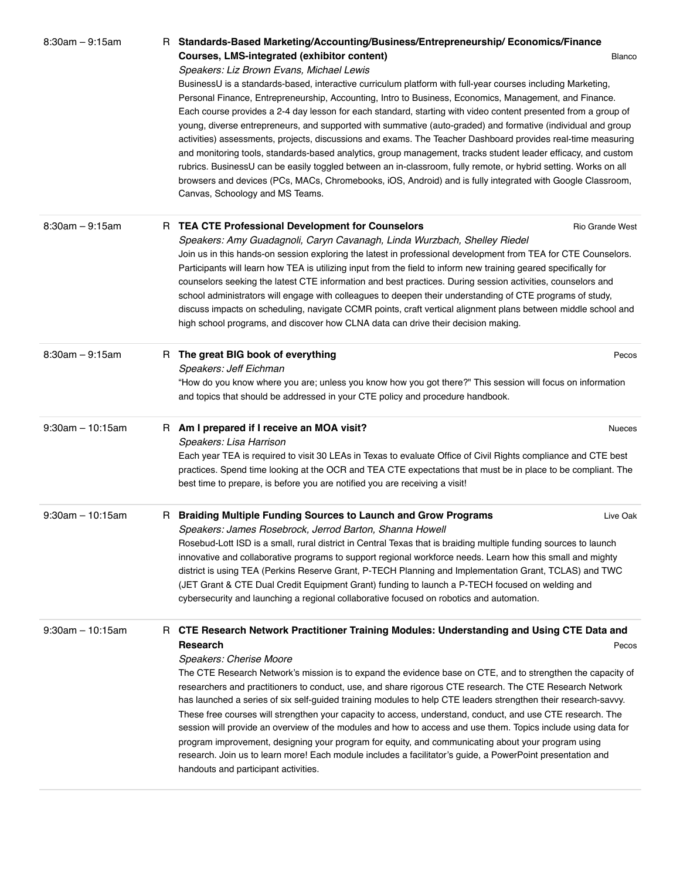8:30am – 9:15am R **Standards-Based Marketing/Accounting/Business/Entrepreneurship/ Economics/Finance Courses, LMS-integrated (exhibitor content)** Blanco

*Speakers: Liz Brown Evans, Michael Lewis*

BusinessU is a standards-based, interactive curriculum platform with full-year courses including Marketing, Personal Finance, Entrepreneurship, Accounting, Intro to Business, Economics, Management, and Finance. Each course provides a 2-4 day lesson for each standard, starting with video content presented from a group of young, diverse entrepreneurs, and supported with summative (auto-graded) and formative (individual and group activities) assessments, projects, discussions and exams. The Teacher Dashboard provides real-time measuring and monitoring tools, standards-based analytics, group management, tracks student leader efficacy, and custom rubrics. BusinessU can be easily toggled between an in-classroom, fully remote, or hybrid setting. Works on all browsers and devices (PCs, MACs, Chromebooks, iOS, Android) and is fully integrated with Google Classroom, Canvas, Schoology and MS Teams.

---

8:30am – 9:15am R **TEA CTE Professional Development for Counselors** Rio Grande West

*Speakers: Amy Guadagnoli, Caryn Cavanagh, Linda Wurzbach, Shelley Riedel*

Join us in this hands-on session exploring the latest in professional development from TEA for CTE Counselors. Participants will learn how TEA is utilizing input from the field to inform new training geared specifically for counselors seeking the latest CTE information and best practices. During session activities, counselors and school administrators will engage with colleagues to deepen their understanding of CTE programs of study, discuss impacts on scheduling, navigate CCMR points, craft vertical alignment plans between middle school and high school programs, and discover how CLNA data can drive their decision making.

---

8:30am – 9:15am R **The great BIG book of everything** Pecos

*Speakers: Jeff Eichman*

"How do you know where you are; unless you know how you got there?" This session will focus on information and topics that should be addressed in your CTE policy and procedure handbook.

---

9:30am – 10:15am R **Am I prepared if I receive an MOA visit?** Nueces

*Speakers: Lisa Harrison*

Each year TEA is required to visit 30 LEAs in Texas to evaluate Office of Civil Rights compliance and CTE best practices. Spend time looking at the OCR and TEA CTE expectations that must be in place to be compliant. The best time to prepare, is before you are notified you are receiving a visit!

---

9:30am – 10:15am R **Braiding Multiple Funding Sources to Launch and Grow Programs** Live Oak

*Speakers: James Rosebrock, Jerrod Barton, Shanna Howell*

Rosebud-Lott ISD is a small, rural district in Central Texas that is braiding multiple funding sources to launch innovative and collaborative programs to support regional workforce needs. Learn how this small and mighty district is using TEA (Perkins Reserve Grant, P-TECH Planning and Implementation Grant, TCLAS) and TWC (JET Grant & CTE Dual Credit Equipment Grant) funding to launch a P-TECH focused on welding and cybersecurity and launching a regional collaborative focused on robotics and automation.

---

9:30am – 10:15am R **CTE Research Network Practitioner Training Modules: Understanding and Using CTE Data and Research** Pecos

*Speakers: Cherise Moore*

The CTE Research Network's mission is to expand the evidence base on CTE, and to strengthen the capacity of researchers and practitioners to conduct, use, and share rigorous CTE research. The CTE Research Network has launched a series of six self-guided training modules to help CTE leaders strengthen their research-savvy. These free courses will strengthen your capacity to access, understand, conduct, and use CTE research. The session will provide an overview of the modules and how to access and use them. Topics include using data for program improvement, designing your program for equity, and communicating about your program using research. Join us to learn more! Each module includes a facilitator's guide, a PowerPoint presentation and handouts and participant activities.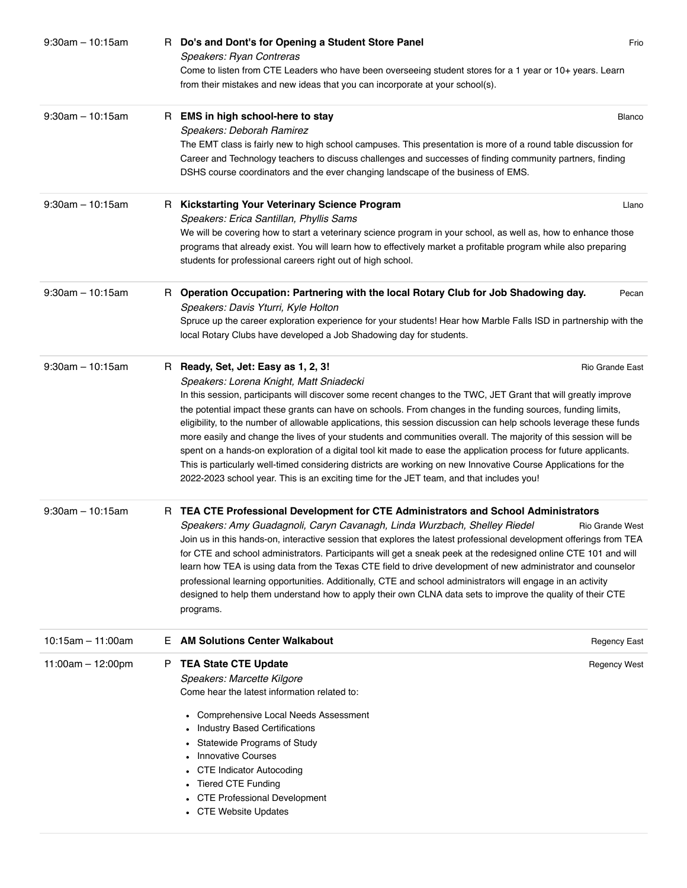9:30am – 10:15am R **Do's and Dont's for Opening a Student Store Panel** Frio

*Speakers: Ryan Contreras*

Come to listen from CTE Leaders who have been overseeing student stores for a 1 year or 10+ years. Learn from their mistakes and new ideas that you can incorporate at your school(s).

---

9:30am – 10:15am R **EMS in high school-here to stay** Blanco

*Speakers: Deborah Ramirez*

The EMT class is fairly new to high school campuses. This presentation is more of a round table discussion for Career and Technology teachers to discuss challenges and successes of finding community partners, finding DSHS course coordinators and the ever changing landscape of the business of EMS.

---

9:30am – 10:15am R **Kickstarting Your Veterinary Science Program** Llano

*Speakers: Erica Santillan, Phyllis Sams*

We will be covering how to start a veterinary science program in your school, as well as, how to enhance those programs that already exist. You will learn how to effectively market a profitable program while also preparing students for professional careers right out of high school.

---

9:30am – 10:15am R **Operation Occupation: Partnering with the local Rotary Club for Job Shadowing day.** Pecan

*Speakers: Davis Yturri, Kyle Holton*

Spruce up the career exploration experience for your students! Hear how Marble Falls ISD in partnership with the local Rotary Clubs have developed a Job Shadowing day for students.

---

9:30am – 10:15am R **Ready, Set, Jet: Easy as 1, 2, 3!** Rio Grande East

*Speakers: Lorena Knight, Matt Sniadecki*

In this session, participants will discover some recent changes to the TWC, JET Grant that will greatly improve the potential impact these grants can have on schools. From changes in the funding sources, funding limits, eligibility, to the number of allowable applications, this session discussion can help schools leverage these funds more easily and change the lives of your students and communities overall. The majority of this session will be spent on a hands-on exploration of a digital tool kit made to ease the application process for future applicants. This is particularly well-timed considering districts are working on new Innovative Course Applications for the 2022-2023 school year. This is an exciting time for the JET team, and that includes you!

---

9:30am – 10:15am R **TEA CTE Professional Development for CTE Administrators and School Administrators** Rio Grande West

*Speakers: Amy Guadagnoli, Caryn Cavanagh, Linda Wurzbach, Shelley Riedel*

Join us in this hands-on, interactive session that explores the latest professional development offerings from TEA for CTE and school administrators. Participants will get a sneak peek at the redesigned online CTE 101 and will learn how TEA is using data from the Texas CTE field to drive development of new administrator and counselor professional learning opportunities. Additionally, CTE and school administrators will engage in an activity designed to help them understand how to apply their own CLNA data sets to improve the quality of their CTE programs.

---

10:15am – 11:00am E **AM Solutions Center Walkabout** Regency East

---

11:00am – 12:00pm P **TEA State CTE Update** Regency West

*Speakers: Marcette Kilgore*

Come hear the latest information related to:

- Comprehensive Local Needs Assessment
- Industry Based Certifications
- Statewide Programs of Study
- Innovative Courses
- CTE Indicator Autocoding
- Tiered CTE Funding
- CTE Professional Development
- CTE Website Updates